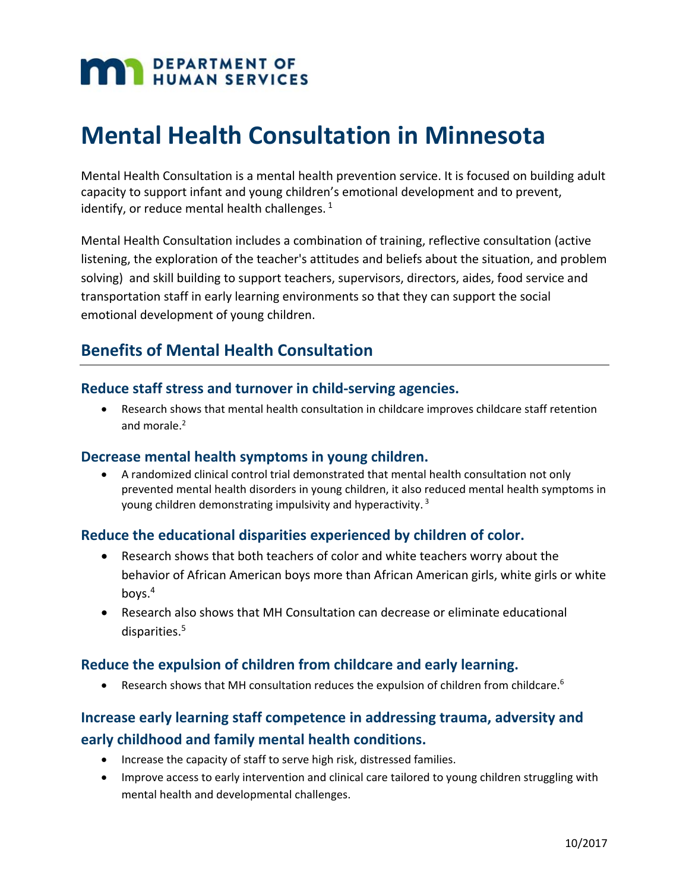# Mental Health Consultation in Minnesota

Mental Health Consultation is a mental health prevention service. It is focused on building adult capacity to support infant and young children's emotional development and to prevent, identify, or reduce mental health challenges. [1]

Mental Health Consultation includes a combination of training, reflective consultation (active listening, the exploration of the teacher's attitudes and beliefs about the situation, and problem solving) and skill building to support teachers, supervisors, directors, aides, food service and transportation staff in early learning environments so that they can support the social emotional development of young children.

## Benefits of Mental Health Consultation

### Reduce staff stress and turnover in child-serving agencies.

- Research shows that mental health consultation in childcare improves childcare staff retention and morale.[2]

### Decrease mental health symptoms in young children.

- A randomized clinical control trial demonstrated that mental health consultation not only prevented mental health disorders in young children, it also reduced mental health symptoms in young children demonstrating impulsivity and hyperactivity. [3]

### Reduce the educational disparities experienced by children of color.

- Research shows that both teachers of color and white teachers worry about the behavior of African American boys more than African American girls, white girls or white boys.[4]
- Research also shows that MH Consultation can decrease or eliminate educational disparities.[5]

### Reduce the expulsion of children from childcare and early learning.

- Research shows that MH consultation reduces the expulsion of children from childcare.[6]

### Increase early learning staff competence in addressing trauma, adversity and early childhood and family mental health conditions.

- Increase the capacity of staff to serve high risk, distressed families.
- Improve access to early intervention and clinical care tailored to young children struggling with mental health and developmental challenges.

10/2017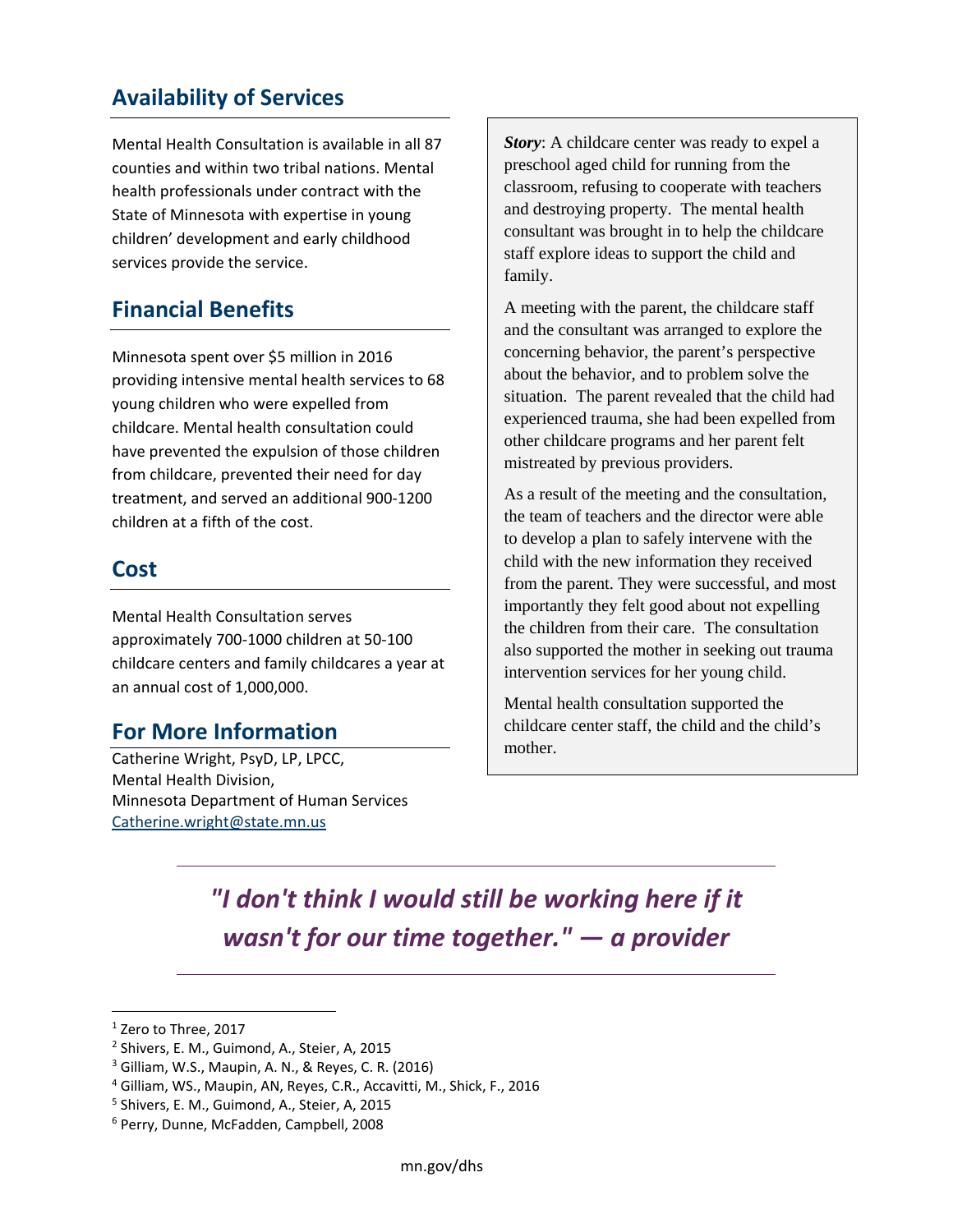## Availability of Services

Mental Health Consultation is available in all 87 counties and within two tribal nations. Mental health professionals under contract with the State of Minnesota with expertise in young children' development and early childhood services provide the service.

## Financial Benefits

Minnesota spent over $5 million in 2016 providing intensive mental health services to 68 young children who were expelled from childcare. Mental health consultation could have prevented the expulsion of those children from childcare, prevented their need for day treatment, and served an additional 900-1200 children at a fifth of the cost.

## Cost

Mental Health Consultation serves approximately 700-1000 children at 50-100 childcare centers and family childcares a year at an annual cost of 1,000,000.

## For More Information

Catherine Wright, PsyD, LP, LPCC,
Mental Health Division,
Minnesota Department of Human Services
[Catherine.wright@state.mn.us](mailto:Catherine.wright@state.mn.us)

***Story***: A childcare center was ready to expel a preschool aged child for running from the classroom, refusing to cooperate with teachers and destroying property. The mental health consultant was brought in to help the childcare staff explore ideas to support the child and family.

A meeting with the parent, the childcare staff and the consultant was arranged to explore the concerning behavior, the parent's perspective about the behavior, and to problem solve the situation. The parent revealed that the child had experienced trauma, she had been expelled from other childcare programs and her parent felt mistreated by previous providers.

As a result of the meeting and the consultation, the team of teachers and the director were able to develop a plan to safely intervene with the child with the new information they received from the parent. They were successful, and most importantly they felt good about not expelling the children from their care. The consultation also supported the mother in seeking out trauma intervention services for her young child.

Mental health consultation supported the childcare center staff, the child and the child's mother.

***"I don't think I would still be working here if it wasn't for our time together." — a provider***

[1] Zero to Three, 2017
[2] Shivers, E. M., Guimond, A., Steier, A, 2015
[3] Gilliam, W.S., Maupin, A. N., & Reyes, C. R. (2016)
[4] Gilliam, WS., Maupin, AN, Reyes, C.R., Accavitti, M., Shick, F., 2016
[5] Shivers, E. M., Guimond, A., Steier, A, 2015
[6] Perry, Dunne, McFadden, Campbell, 2008

mn.gov/dhs